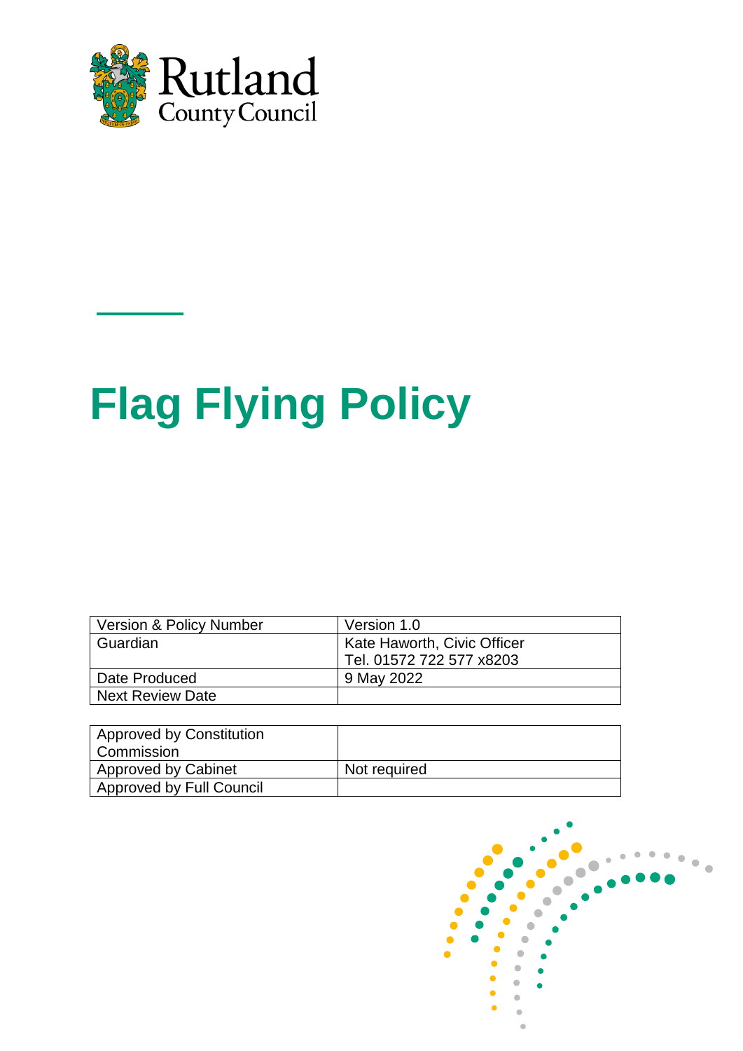Rutland County Council

# Flag Flying Policy

| Version & Policy Number | Version 1.0 |
| --- | --- |
| Guardian | Kate Haworth, Civic Officer<br>Tel. 01572 722 577 x8203 |
| Date Produced | 9 May 2022 |
| Next Review Date | |

| Approved by Constitution Commission | |
| --- | --- |
| Approved by Cabinet | Not required |
| Approved by Full Council | |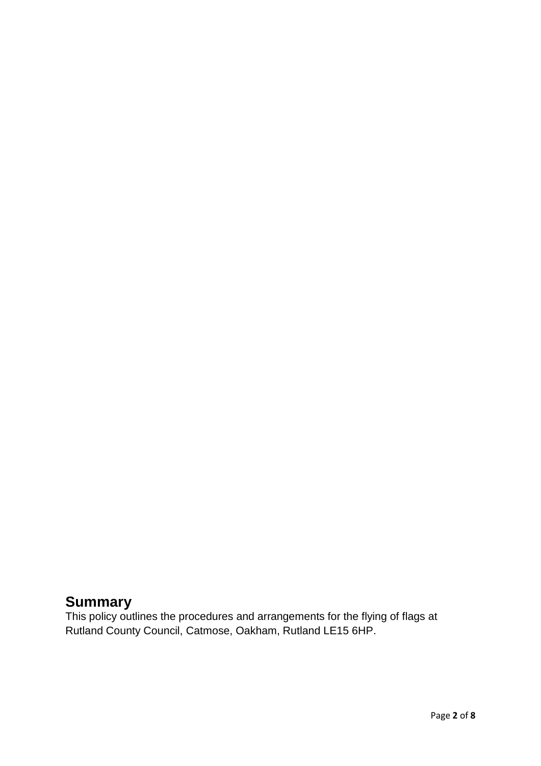## Summary

This policy outlines the procedures and arrangements for the flying of flags at Rutland County Council, Catmose, Oakham, Rutland LE15 6HP.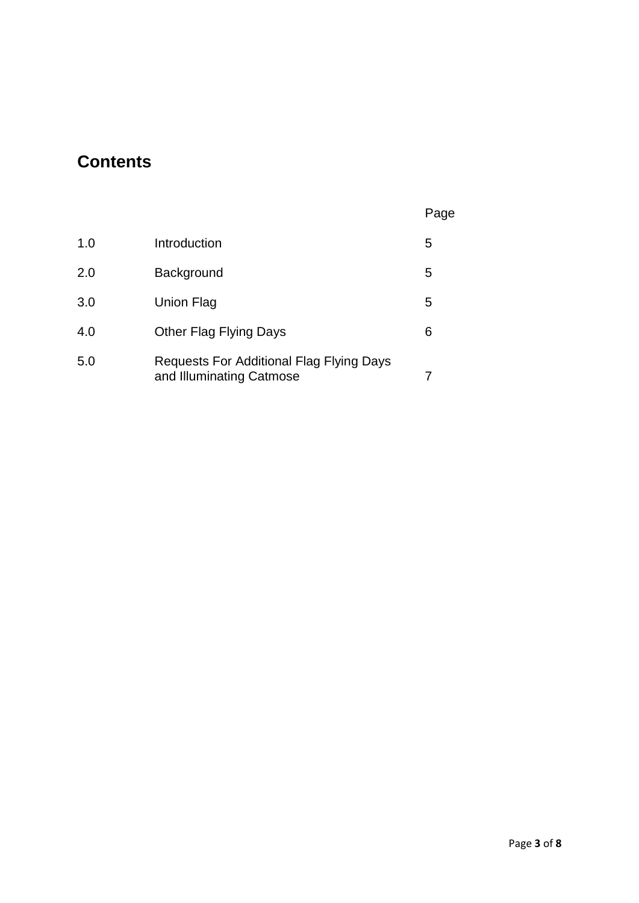## Contents

| | | Page |
|---|---|---|
| 1.0 | Introduction | 5 |
| 2.0 | Background | 5 |
| 3.0 | Union Flag | 5 |
| 4.0 | Other Flag Flying Days | 6 |
| 5.0 | Requests For Additional Flag Flying Days and Illuminating Catmose | 7 |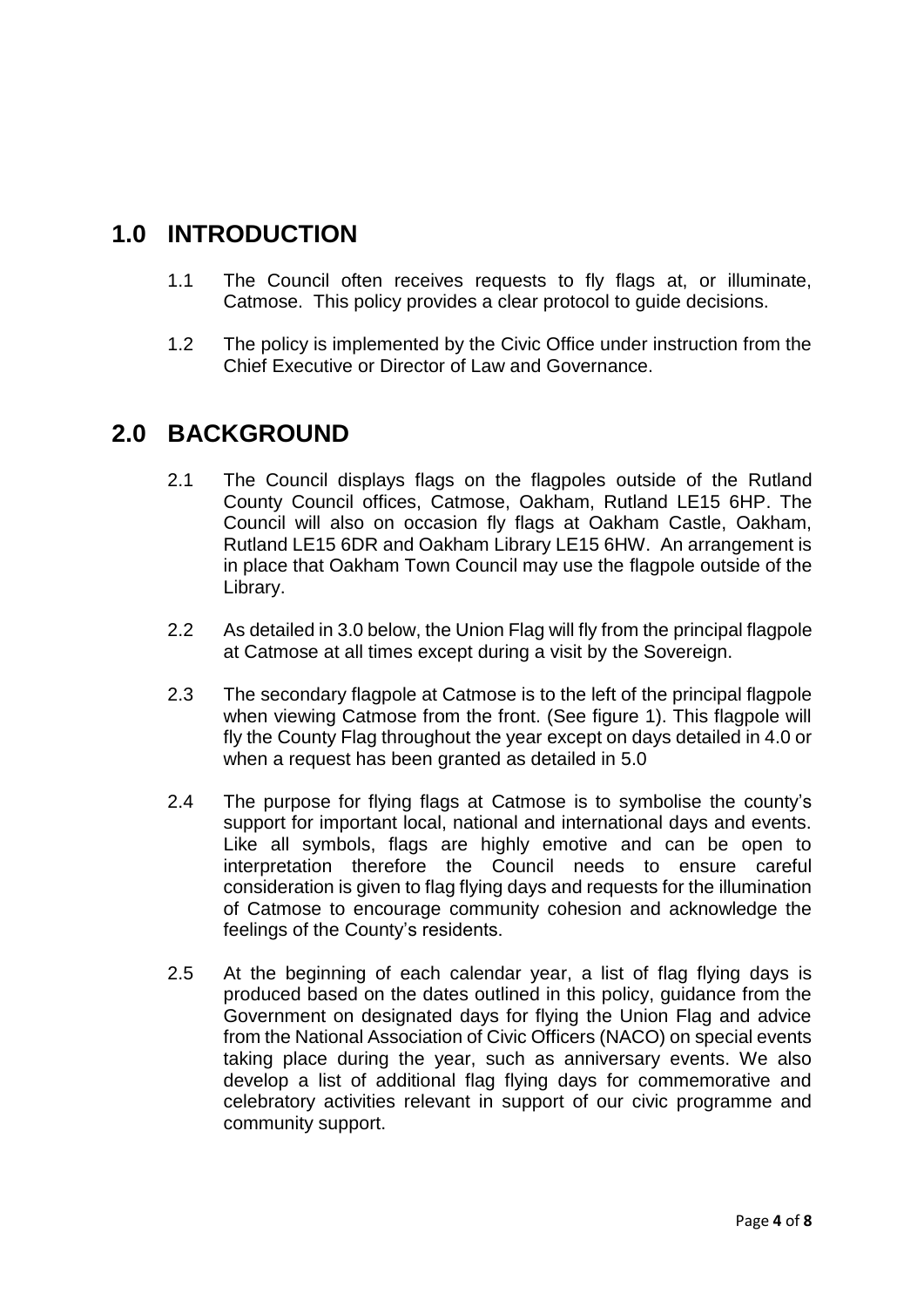## 1.0 INTRODUCTION

1.1 The Council often receives requests to fly flags at, or illuminate, Catmose. This policy provides a clear protocol to guide decisions.

1.2 The policy is implemented by the Civic Office under instruction from the Chief Executive or Director of Law and Governance.

## 2.0 BACKGROUND

2.1 The Council displays flags on the flagpoles outside of the Rutland County Council offices, Catmose, Oakham, Rutland LE15 6HP. The Council will also on occasion fly flags at Oakham Castle, Oakham, Rutland LE15 6DR and Oakham Library LE15 6HW. An arrangement is in place that Oakham Town Council may use the flagpole outside of the Library.

2.2 As detailed in 3.0 below, the Union Flag will fly from the principal flagpole at Catmose at all times except during a visit by the Sovereign.

2.3 The secondary flagpole at Catmose is to the left of the principal flagpole when viewing Catmose from the front. (See figure 1). This flagpole will fly the County Flag throughout the year except on days detailed in 4.0 or when a request has been granted as detailed in 5.0

2.4 The purpose for flying flags at Catmose is to symbolise the county's support for important local, national and international days and events. Like all symbols, flags are highly emotive and can be open to interpretation therefore the Council needs to ensure careful consideration is given to flag flying days and requests for the illumination of Catmose to encourage community cohesion and acknowledge the feelings of the County's residents.

2.5 At the beginning of each calendar year, a list of flag flying days is produced based on the dates outlined in this policy, guidance from the Government on designated days for flying the Union Flag and advice from the National Association of Civic Officers (NACO) on special events taking place during the year, such as anniversary events. We also develop a list of additional flag flying days for commemorative and celebratory activities relevant in support of our civic programme and community support.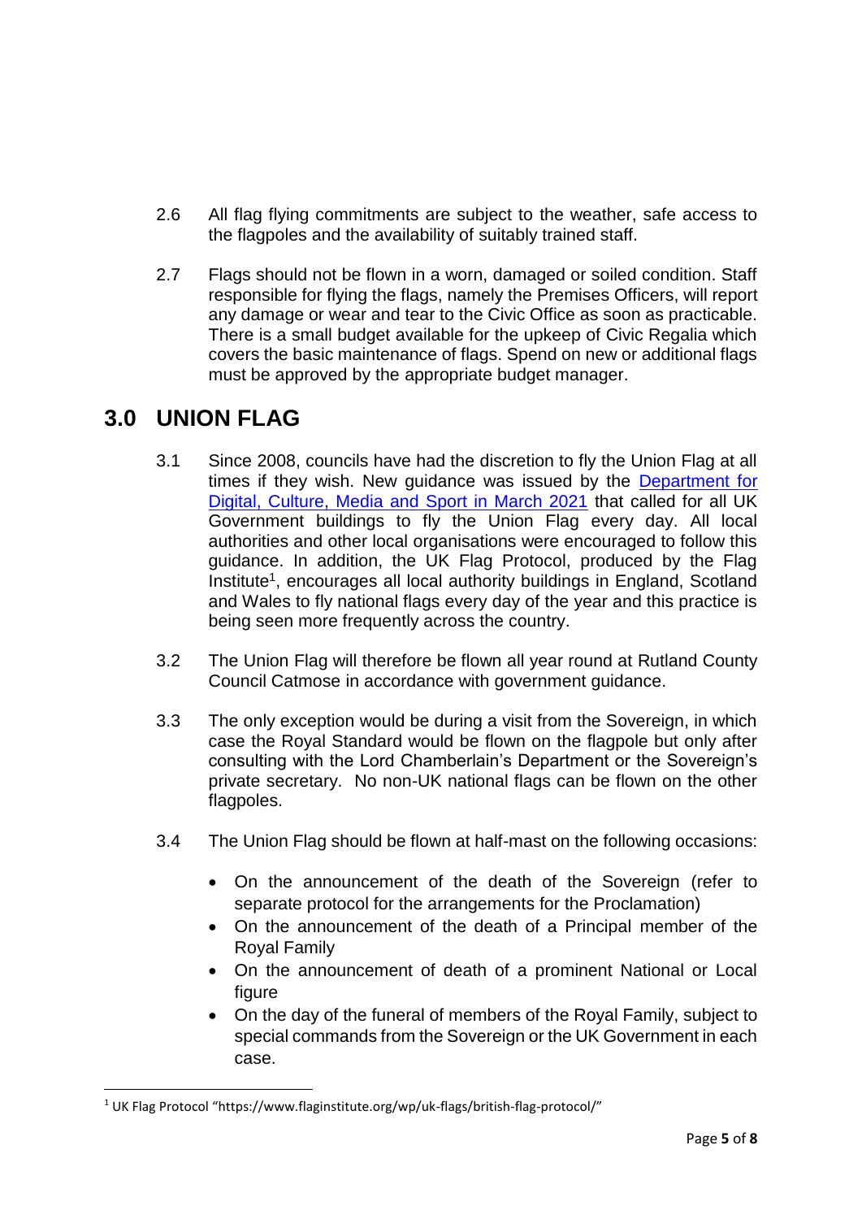2.6 All flag flying commitments are subject to the weather, safe access to the flagpoles and the availability of suitably trained staff.

2.7 Flags should not be flown in a worn, damaged or soiled condition. Staff responsible for flying the flags, namely the Premises Officers, will report any damage or wear and tear to the Civic Office as soon as practicable. There is a small budget available for the upkeep of Civic Regalia which covers the basic maintenance of flags. Spend on new or additional flags must be approved by the appropriate budget manager.

## 3.0 UNION FLAG

3.1 Since 2008, councils have had the discretion to fly the Union Flag at all times if they wish. New guidance was issued by the Department for Digital, Culture, Media and Sport in March 2021 that called for all UK Government buildings to fly the Union Flag every day. All local authorities and other local organisations were encouraged to follow this guidance. In addition, the UK Flag Protocol, produced by the Flag Institute[1], encourages all local authority buildings in England, Scotland and Wales to fly national flags every day of the year and this practice is being seen more frequently across the country.

3.2 The Union Flag will therefore be flown all year round at Rutland County Council Catmose in accordance with government guidance.

3.3 The only exception would be during a visit from the Sovereign, in which case the Royal Standard would be flown on the flagpole but only after consulting with the Lord Chamberlain's Department or the Sovereign's private secretary. No non-UK national flags can be flown on the other flagpoles.

3.4 The Union Flag should be flown at half-mast on the following occasions:

- On the announcement of the death of the Sovereign (refer to separate protocol for the arrangements for the Proclamation)
- On the announcement of the death of a Principal member of the Royal Family
- On the announcement of death of a prominent National or Local figure
- On the day of the funeral of members of the Royal Family, subject to special commands from the Sovereign or the UK Government in each case.

[1] UK Flag Protocol "https://www.flaginstitute.org/wp/uk-flags/british-flag-protocol/"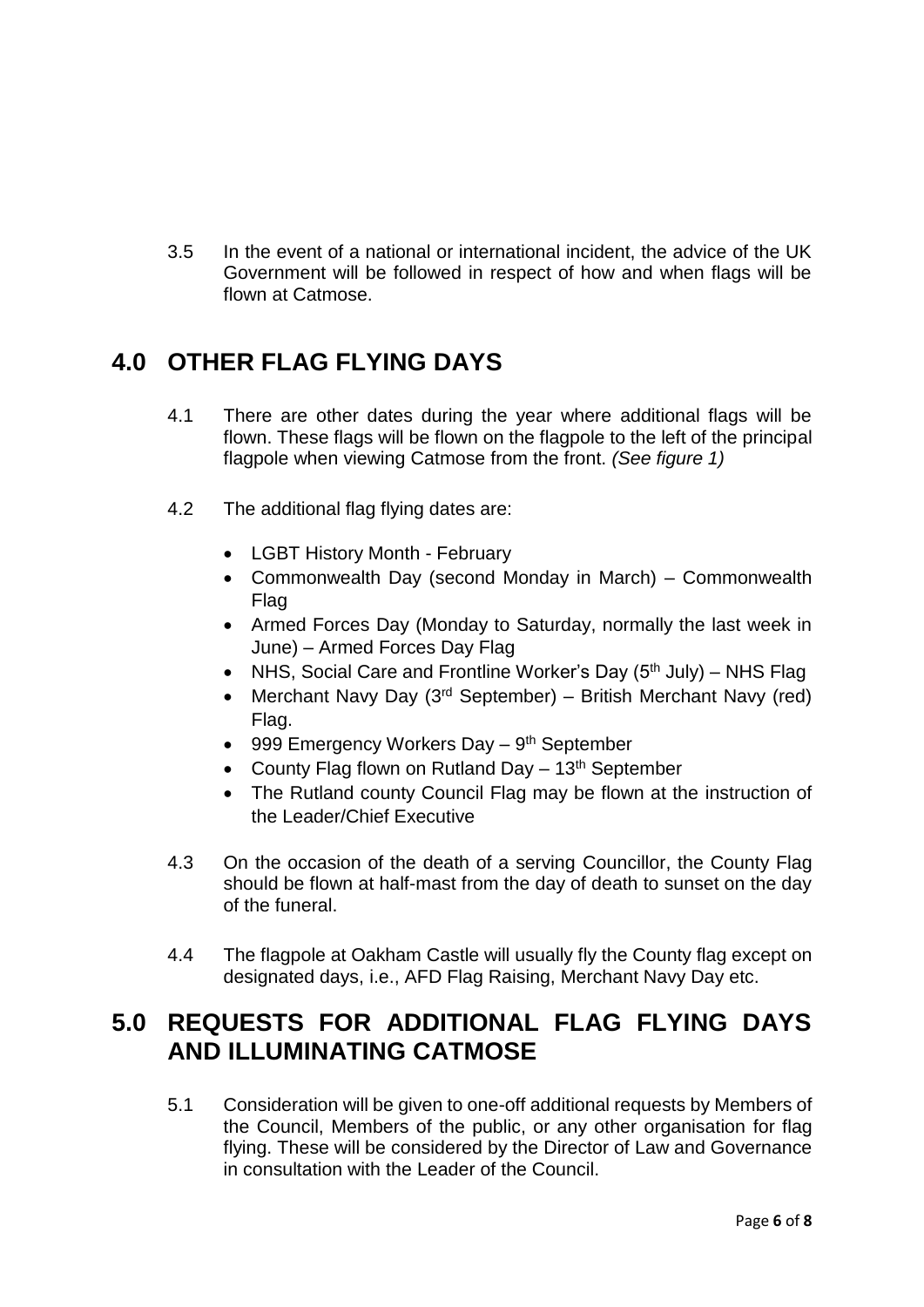3.5 In the event of a national or international incident, the advice of the UK Government will be followed in respect of how and when flags will be flown at Catmose.

## 4.0 OTHER FLAG FLYING DAYS

4.1 There are other dates during the year where additional flags will be flown. These flags will be flown on the flagpole to the left of the principal flagpole when viewing Catmose from the front. *(See figure 1)*

4.2 The additional flag flying dates are:

- LGBT History Month - February
- Commonwealth Day (second Monday in March) – Commonwealth Flag
- Armed Forces Day (Monday to Saturday, normally the last week in June) – Armed Forces Day Flag
- NHS, Social Care and Frontline Worker's Day (5th July) – NHS Flag
- Merchant Navy Day (3rd September) – British Merchant Navy (red) Flag.
- 999 Emergency Workers Day – 9th September
- County Flag flown on Rutland Day – 13th September
- The Rutland county Council Flag may be flown at the instruction of the Leader/Chief Executive

4.3 On the occasion of the death of a serving Councillor, the County Flag should be flown at half-mast from the day of death to sunset on the day of the funeral.

4.4 The flagpole at Oakham Castle will usually fly the County flag except on designated days, i.e., AFD Flag Raising, Merchant Navy Day etc.

## 5.0 REQUESTS FOR ADDITIONAL FLAG FLYING DAYS AND ILLUMINATING CATMOSE

5.1 Consideration will be given to one-off additional requests by Members of the Council, Members of the public, or any other organisation for flag flying. These will be considered by the Director of Law and Governance in consultation with the Leader of the Council.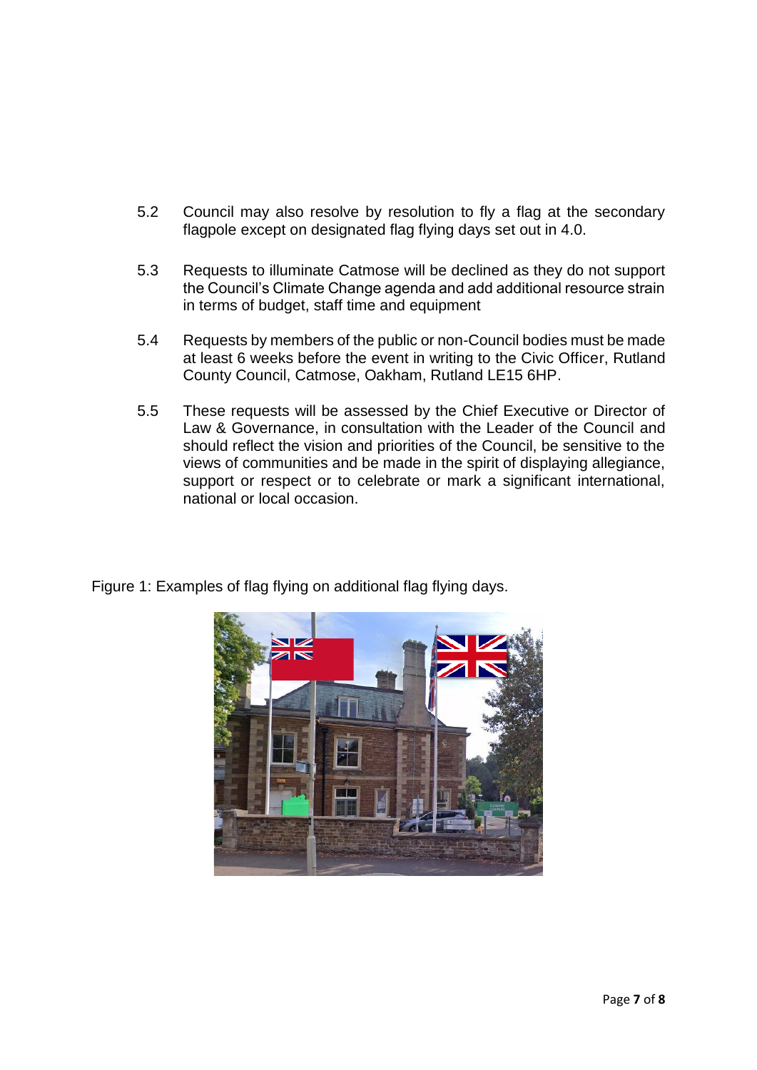5.2 Council may also resolve by resolution to fly a flag at the secondary flagpole except on designated flag flying days set out in 4.0.

5.3 Requests to illuminate Catmose will be declined as they do not support the Council's Climate Change agenda and add additional resource strain in terms of budget, staff time and equipment

5.4 Requests by members of the public or non-Council bodies must be made at least 6 weeks before the event in writing to the Civic Officer, Rutland County Council, Catmose, Oakham, Rutland LE15 6HP.

5.5 These requests will be assessed by the Chief Executive or Director of Law & Governance, in consultation with the Leader of the Council and should reflect the vision and priorities of the Council, be sensitive to the views of communities and be made in the spirit of displaying allegiance, support or respect or to celebrate or mark a significant international, national or local occasion.

Figure 1: Examples of flag flying on additional flag flying days.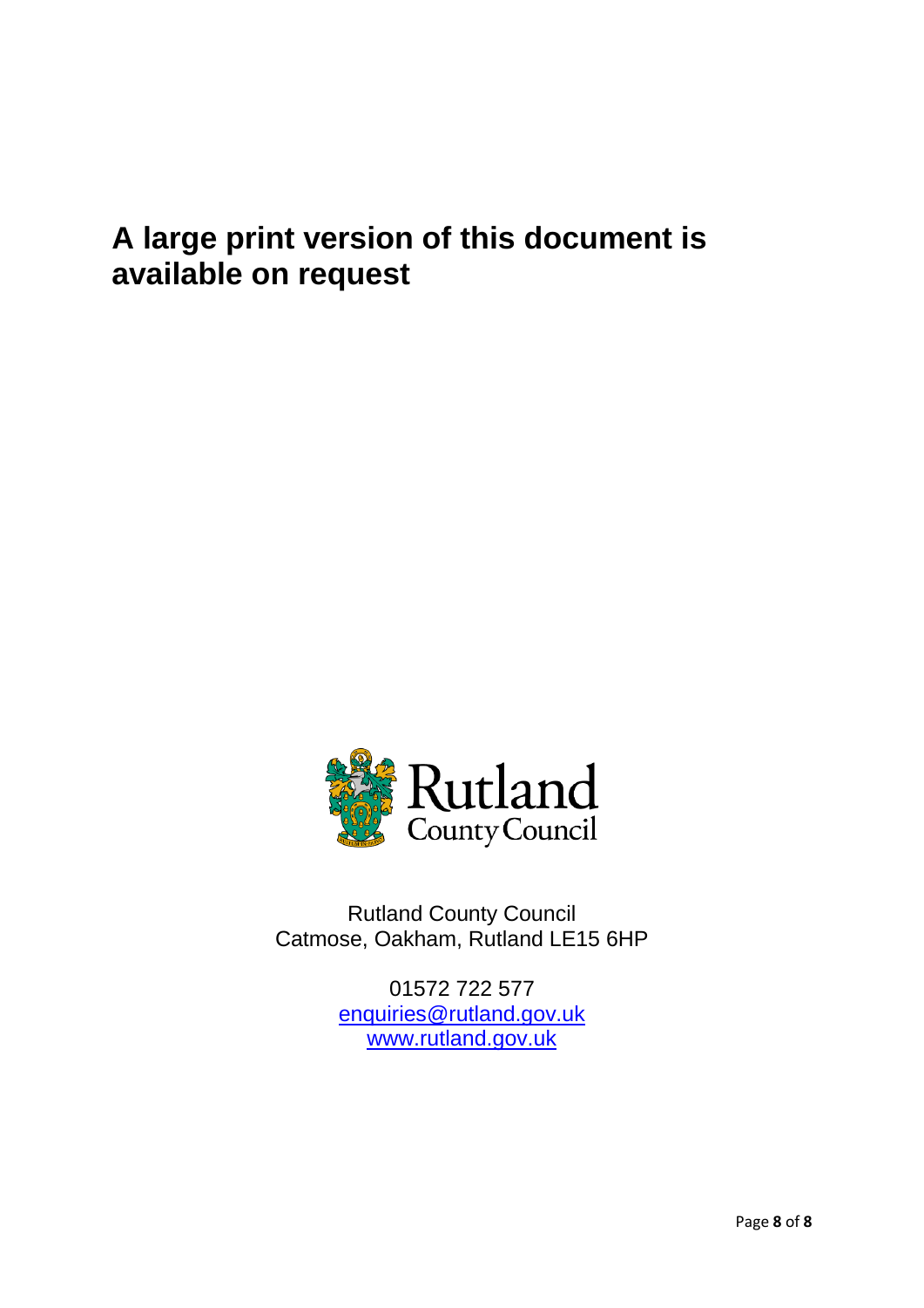**A large print version of this document is available on request**

Rutland County Council

Catmose, Oakham, Rutland LE15 6HP

01572 722 577

enquiries@rutland.gov.uk

www.rutland.gov.uk